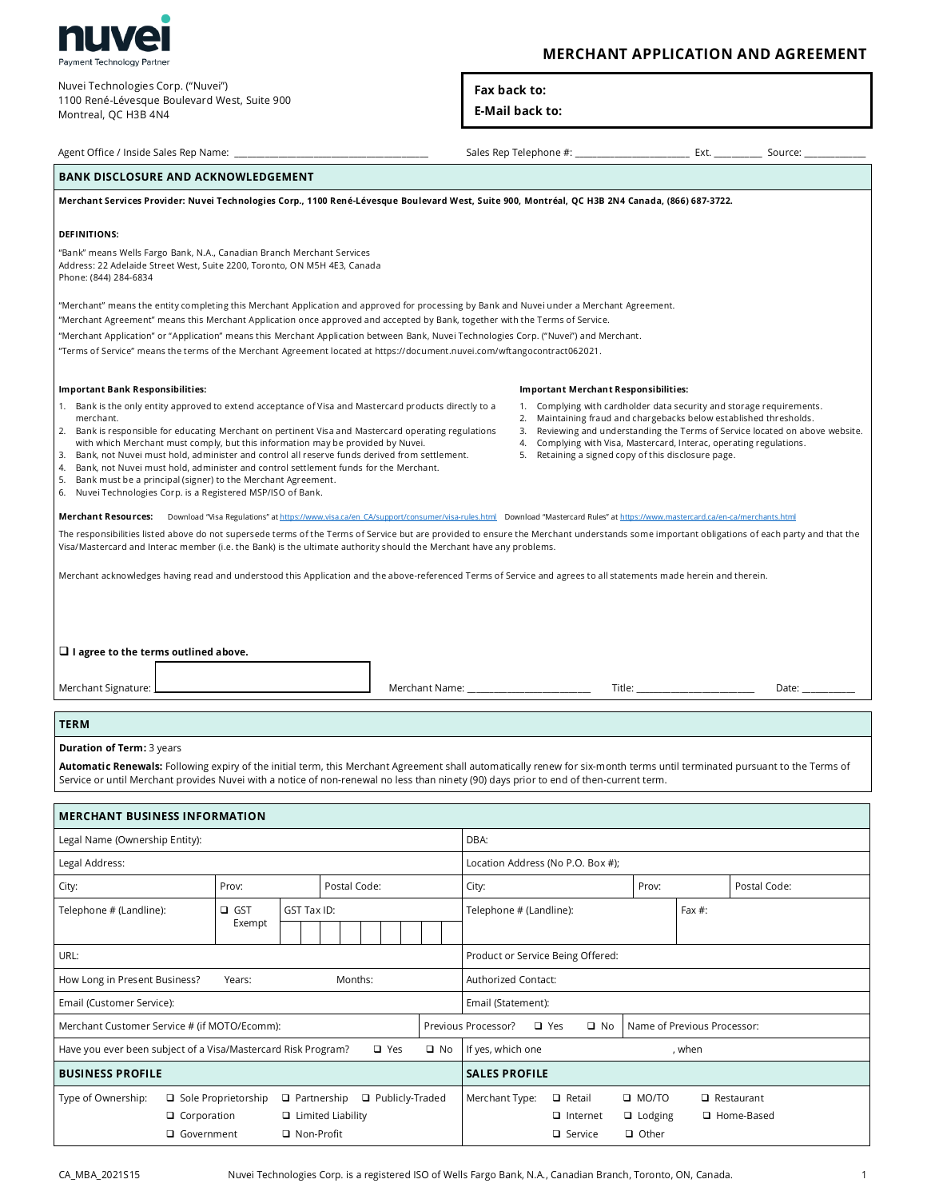nuvei
Payment Technology Partner

# MERCHANT APPLICATION AND AGREEMENT

Nuvei Technologies Corp. ("Nuvei")
1100 René-Lévesque Boulevard West, Suite 900
Montreal, QC H3B 4N4

**Fax back to:**
**E-Mail back to:**

Agent Office / Inside Sales Rep Name: ______________________ Sales Rep Telephone #: ______________ Ext. ________ Source: __________

## BANK DISCLOSURE AND ACKNOWLEDGEMENT

**Merchant Services Provider: Nuvei Technologies Corp., 1100 René-Lévesque Boulevard West, Suite 900, Montréal, QC H3B 2N4 Canada, (866) 687-3722.**

**DEFINITIONS:**

"Bank" means Wells Fargo Bank, N.A., Canadian Branch Merchant Services
Address: 22 Adelaide Street West, Suite 2200, Toronto, ON M5H 4E3, Canada
Phone: (844) 284-6834

"Merchant" means the entity completing this Merchant Application and approved for processing by Bank and Nuvei under a Merchant Agreement.
"Merchant Agreement" means this Merchant Application once approved and accepted by Bank, together with the Terms of Service.
"Merchant Application" or "Application" means this Merchant Application between Bank, Nuvei Technologies Corp. ("Nuvei") and Merchant.
"Terms of Service" means the terms of the Merchant Agreement located at https://document.nuvei.com/wftangocontract062021.

**Important Bank Responsibilities:**

1. Bank is the only entity approved to extend acceptance of Visa and Mastercard products directly to a merchant.
2. Bank is responsible for educating Merchant on pertinent Visa and Mastercard operating regulations with which Merchant must comply, but this information may be provided by Nuvei.
3. Bank, not Nuvei must hold, administer and control all reserve funds derived from settlement.
4. Bank, not Nuvei must hold, administer and control settlement funds for the Merchant.
5. Bank must be a principal (signer) to the Merchant Agreement.
6. Nuvei Technologies Corp. is a Registered MSP/ISO of Bank.

**Important Merchant Responsibilities:**

1. Complying with cardholder data security and storage requirements.
2. Maintaining fraud and chargebacks below established thresholds.
3. Reviewing and understanding the Terms of Service located on above website.
4. Complying with Visa, Mastercard, Interac, operating regulations.
5. Retaining a signed copy of this disclosure page.

**Merchant Resources:** Download "Visa Regulations" at https://www.visa.ca/en_CA/support/consumer/visa-rules.html Download "Mastercard Rules" at https://www.mastercard.ca/en-ca/merchants.html

The responsibilities listed above do not supersede terms of the Terms of Service but are provided to ensure the Merchant understands some important obligations of each party and that the Visa/Mastercard and Interac member (i.e. the Bank) is the ultimate authority should the Merchant have any problems.

Merchant acknowledges having read and understood this Application and the above-referenced Terms of Service and agrees to all statements made herein and therein.

☐ **I agree to the terms outlined above.**

Merchant Signature: __________ Merchant Name: ______________ Title: ______________ Date: ________

## TERM

**Duration of Term:** 3 years

**Automatic Renewals:** Following expiry of the initial term, this Merchant Agreement shall automatically renew for six-month terms until terminated pursuant to the Terms of Service or until Merchant provides Nuvei with a notice of non-renewal no less than ninety (90) days prior to end of then-current term.

## MERCHANT BUSINESS INFORMATION

| | |
|---|---|
| Legal Name (Ownership Entity): | DBA: |
| Legal Address: | Location Address (No P.O. Box #); |
| City: Prov: Postal Code: | City: Prov: Postal Code: |
| Telephone # (Landline): ☐ GST Exempt GST Tax ID: | Telephone # (Landline): Fax #: |
| URL: | Product or Service Being Offered: |
| How Long in Present Business? Years: Months: | Authorized Contact: |
| Email (Customer Service): | Email (Statement): |
| Merchant Customer Service # (if MOTO/Ecomm): | Previous Processor? ☐ Yes ☐ No Name of Previous Processor: |
| Have you ever been subject of a Visa/Mastercard Risk Program? ☐ Yes ☐ No | If yes, which one , when |

| BUSINESS PROFILE | SALES PROFILE |
|---|---|
| Type of Ownership: ☐ Sole Proprietorship ☐ Partnership ☐ Publicly-Traded ☐ Corporation ☐ Limited Liability ☐ Government ☐ Non-Profit | Merchant Type: ☐ Retail ☐ MO/TO ☐ Restaurant ☐ Internet ☐ Lodging ☐ Home-Based ☐ Service ☐ Other |

CA_MBA_2021S15 Nuvei Technologies Corp. is a registered ISO of Wells Fargo Bank, N.A., Canadian Branch, Toronto, ON, Canada.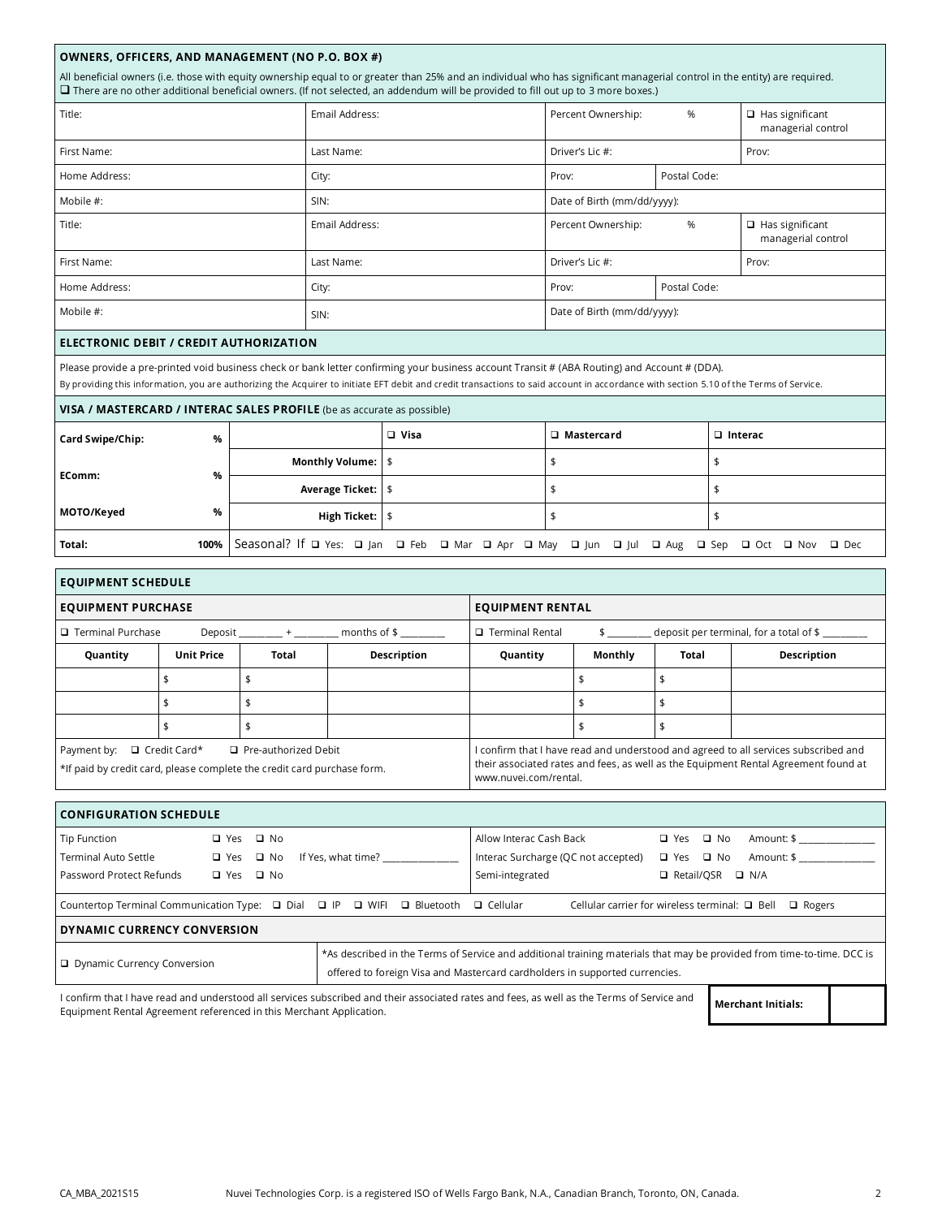## OWNERS, OFFICERS, AND MANAGEMENT (NO P.O. BOX #)

All beneficial owners (i.e. those with equity ownership equal to or greater than 25% and an individual who has significant managerial control in the entity) are required.
❑ There are no other additional beneficial owners. (If not selected, an addendum will be provided to fill out up to 3 more boxes.)

| | | | |
|---|---|---|---|
| Title: | Email Address: | Percent Ownership: % | ❑ Has significant managerial control |
| First Name: | Last Name: | Driver's Lic #: | Prov: |
| Home Address: | City: | Prov: | Postal Code: |
| Mobile #: | SIN: | Date of Birth (mm/dd/yyyy): | |
| Title: | Email Address: | Percent Ownership: % | ❑ Has significant managerial control |
| First Name: | Last Name: | Driver's Lic #: | Prov: |
| Home Address: | City: | Prov: | Postal Code: |
| Mobile #: | SIN: | Date of Birth (mm/dd/yyyy): | |

## ELECTRONIC DEBIT / CREDIT AUTHORIZATION

Please provide a pre-printed void business check or bank letter confirming your business account Transit # (ABA Routing) and Account # (DDA).

By providing this information, you are authorizing the Acquirer to initiate EFT debit and credit transactions to said account in accordance with section 5.10 of the Terms of Service.

## VISA / MASTERCARD / INTERAC SALES PROFILE (be as accurate as possible)

| | | | ❑ Visa | ❑ Mastercard | ❑ Interac |
|---|---|---|---|---|---|
| Card Swipe/Chip: | % | Monthly Volume: | $ | $ | $ |
| EComm: | % | Average Ticket: | $ | $ | $ |
| MOTO/Keyed | % | High Ticket: | $ | $ | $ |
| Total: | 100% | Seasonal? If ❑ Yes: ❑ Jan ❑ Feb ❑ Mar ❑ Apr ❑ May ❑ Jun ❑ Jul ❑ Aug ❑ Sep ❑ Oct ❑ Nov ❑ Dec | | | |

## EQUIPMENT SCHEDULE

### EQUIPMENT PURCHASE

❑ Terminal Purchase Deposit _________ + _________ months of $ _________

| Quantity | Unit Price | Total | Description |
|---|---|---|---|
| | $ | $ | |
| | $ | $ | |
| | $ | $ | |

Payment by: ❑ Credit Card* ❑ Pre-authorized Debit

*If paid by credit card, please complete the credit card purchase form.

### EQUIPMENT RENTAL

❑ Terminal Rental $ _________ deposit per terminal, for a total of $ _________

| Quantity | Monthly | Total | Description |
|---|---|---|---|
| | $ | $ | |
| | $ | $ | |
| | $ | $ | |

I confirm that I have read and understood and agreed to all services subscribed and their associated rates and fees, as well as the Equipment Rental Agreement found at www.nuvei.com/rental.

## CONFIGURATION SCHEDULE

| | | |
|---|---|---|
| Tip Function | ❑ Yes ❑ No | |
| Terminal Auto Settle | ❑ Yes ❑ No | If Yes, what time? _______________ |
| Password Protect Refunds | ❑ Yes ❑ No | |
| Allow Interac Cash Back | ❑ Yes ❑ No | Amount: $ _______________ |
| Interac Surcharge (QC not accepted) | ❑ Yes ❑ No | Amount: $ _______________ |
| Semi-integrated | ❑ Retail/QSR ❑ N/A | |

Countertop Terminal Communication Type: ❑ Dial ❑ IP ❑ WIFI ❑ Bluetooth ❑ Cellular    Cellular carrier for wireless terminal: ❑ Bell ❑ Rogers

## DYNAMIC CURRENCY CONVERSION

| | |
|---|---|
| ❑ Dynamic Currency Conversion | *As described in the Terms of Service and additional training materials that may be provided from time-to-time. DCC is offered to foreign Visa and Mastercard cardholders in supported currencies. |

I confirm that I have read and understood all services subscribed and their associated rates and fees, as well as the Terms of Service and Equipment Rental Agreement referenced in this Merchant Application.

| Merchant Initials: | |
|---|---|

CA_MBA_2021S15 Nuvei Technologies Corp. is a registered ISO of Wells Fargo Bank, N.A., Canadian Branch, Toronto, ON, Canada.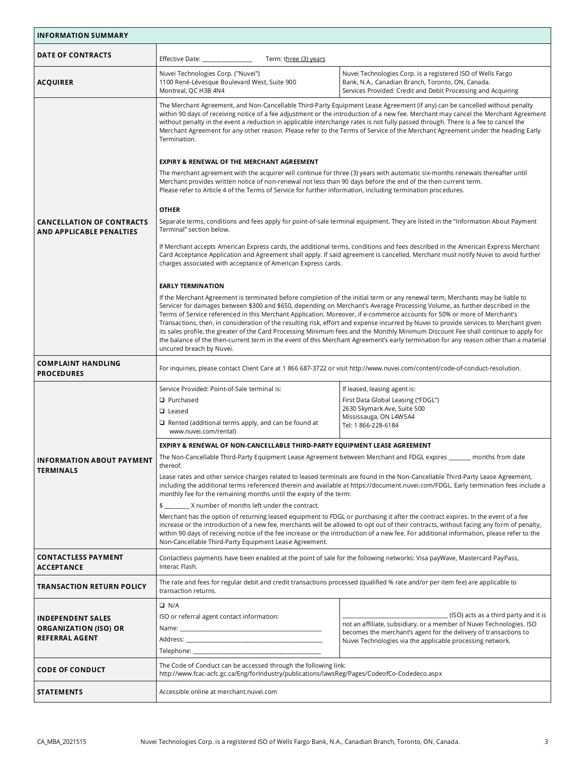| INFORMATION SUMMARY | | |
|---|---|---|
| **DATE OF CONTRACTS** | Effective Date: ________________ Term: three (3) years | |
| **ACQUIRER** | Nuvei Technologies Corp. ("Nuvei")<br>1100 René-Lévesque Boulevard West, Suite 900<br>Montreal, QC H3B 4N4 | Nuvei Technologies Corp. is a registered ISO of Wells Fargo Bank, N.A., Canadian Branch, Toronto, ON, Canada.<br>Services Provided: Credit and Debit Processing and Acquiring |
| **CANCELLATION OF CONTRACTS AND APPLICABLE PENALTIES** | The Merchant Agreement, and Non-Cancellable Third-Party Equipment Lease Agreement (if any) can be cancelled without penalty within 90 days of receiving notice of a fee adjustment or the introduction of a new fee. Merchant may cancel the Merchant Agreement without penalty in the event a reduction in applicable interchange rates is not fully passed through. There is a fee to cancel the Merchant Agreement for any other reason. Please refer to the Terms of Service of the Merchant Agreement under the heading Early Termination.<br><br>**EXPIRY & RENEWAL OF THE MERCHANT AGREEMENT**<br>The merchant agreement with the acquirer will continue for three (3) years with automatic six-months renewals thereafter until Merchant provides written notice of non-renewal not less than 90 days before the end of the then current term.<br>Please refer to Article 4 of the Terms of Service for further information, including termination procedures.<br><br>**OTHER**<br>Separate terms, conditions and fees apply for point-of-sale terminal equipment. They are listed in the "Information About Payment Terminal" section below.<br><br>If Merchant accepts American Express cards, the additional terms, conditions and fees described in the American Express Merchant Card Acceptance Application and Agreement shall apply. If said agreement is cancelled, Merchant must notify Nuvei to avoid further charges associated with acceptance of American Express cards.<br><br>**EARLY TERMINATION**<br>If the Merchant Agreement is terminated before completion of the initial term or any renewal term, Merchants may be liable to Servicer for damages between $300 and $650, depending on Merchant's Average Processing Volume, as further described in the Terms of Service referenced in this Merchant Application. Moreover, if e-commerce accounts for 50% or more of Merchant's Transactions, then, in consideration of the resulting risk, effort and expense incurred by Nuvei to provide services to Merchant given its sales profile, the greater of the Card Processing Minimum fees and the Monthly Minimum Discount Fee shall continue to apply for the balance of the then-current term in the event of this Merchant Agreement's early termination for any reason other than a material uncured breach by Nuvei. | |
| **COMPLAINT HANDLING PROCEDURES** | For inquiries, please contact Client Care at 1 866 687-3722 or visit http://www.nuvei.com/content/code-of-conduct-resolution. | |
| **INFORMATION ABOUT PAYMENT TERMINALS** | Service Provided: Point-of-Sale terminal is:<br>❑ Purchased<br>❑ Leased<br>❑ Rented (additional terms apply, and can be found at www.nuvei.com/rental) | If leased, leasing agent is:<br>First Data Global Leasing ("FDGL")<br>2630 Skymark Ave, Suite 500<br>Mississauga, ON L4W5A4<br>Tel: 1 866-228-6184 |
| | **EXPIRY & RENEWAL OF NON-CANCELLABLE THIRD-PARTY EQUIPMENT LEASE AGREEMENT**<br>The Non-Cancellable Third-Party Equipment Lease Agreement between Merchant and FDGL expires ________ months from date thereof.<br>Lease rates and other service charges related to leased terminals are found in the Non-Cancellable Third-Party Lease Agreement, including the additional terms referenced therein and available at https://document.nuvei.com/FDGL. Early termination fees include a monthly fee for the remaining months until the expiry of the term:<br>$ _________ X number of months left under the contract.<br>Merchant has the option of returning leased equipment to FDGL or purchasing it after the contract expires. In the event of a fee increase or the introduction of a new fee, merchants will be allowed to opt out of their contracts, without facing any form of penalty, within 90 days of receiving notice of the fee increase or the introduction of a new fee. For additional information, please refer to the Non-Cancellable Third-Party Equipment Lease Agreement. | |
| **CONTACTLESS PAYMENT ACCEPTANCE** | Contactless payments have been enabled at the point of sale for the following networks: Visa payWave, Mastercard PayPass, Interac Flash. | |
| **TRANSACTION RETURN POLICY** | The rate and fees for regular debit and credit transactions processed (qualified % rate and/or per item fee) are applicable to transaction returns. | |
| **INDEPENDENT SALES ORGANIZATION (ISO) OR REFERRAL AGENT** | ❑ N/A<br>ISO or referral agent contact information:<br>Name: ________________________________<br>Address: ______________________________<br>Telephone: ____________________________ | ______________________________ (ISO) acts as a third party and it is not an affiliate, subsidiary, or a member of Nuvei Technologies. ISO becomes the merchant's agent for the delivery of transactions to Nuvei Technologies via the applicable processing network. |
| **CODE OF CONDUCT** | The Code of Conduct can be accessed through the following link:<br>http://www.fcac-acfc.gc.ca/Eng/forIndustry/publications/lawsReg/Pages/CodeofCo-Codedeco.aspx | |
| **STATEMENTS** | Accessible online at merchant.nuvei.com | |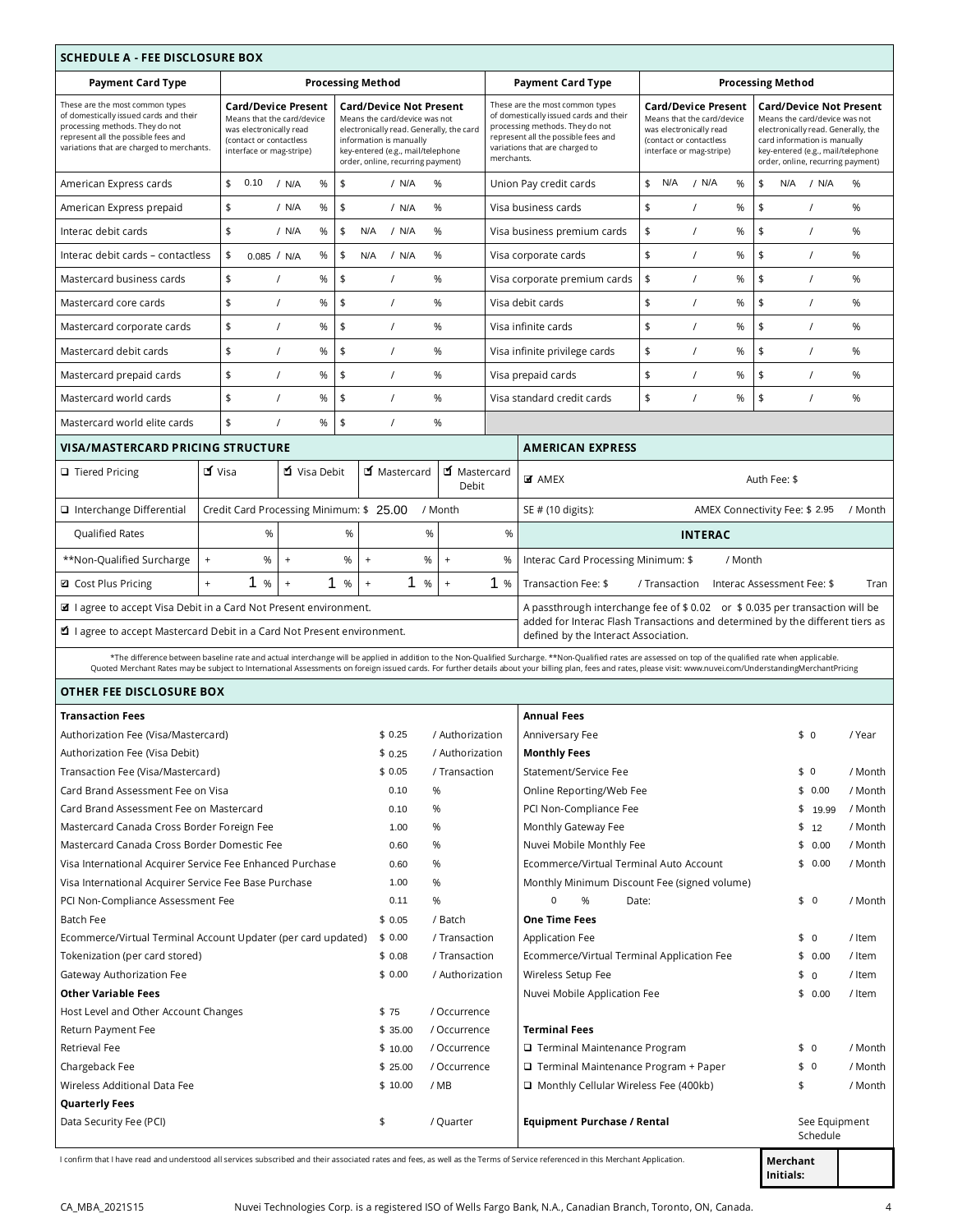## SCHEDULE A - FEE DISCLOSURE BOX

| Payment Card Type | Processing Method | | Payment Card Type | Processing Method | |
|---|---|---|---|---|---|
| These are the most common types of domestically issued cards and their processing methods. They do not represent all the possible fees and variations that are charged to merchants. | **Card/Device Present** Means that the card/device was electronically read (contact or contactless interface or mag-stripe) | **Card/Device Not Present** Means the card/device was not electronically read. Generally, the card information is manually key-entered (e.g., mail/telephone order, online, recurring payment) | These are the most common types of domestically issued cards and their processing methods. They do not represent all the possible fees and variations that are charged to merchants. | **Card/Device Present** Means that the card/device was electronically read (contact or contactless interface or mag-stripe) | **Card/Device Not Present** Means the card/device was not electronically read. Generally, the card information is manually key-entered (e.g., mail/telephone order, online, recurring payment) |
| American Express cards | $ 0.10 / N/A % | $ / N/A % | Union Pay credit cards | $ N/A / N/A % | $ N/A / N/A % |
| American Express prepaid | $ / N/A % | $ / N/A % | Visa business cards | $ / % | $ / % |
| Interac debit cards | $ / N/A % | $ N/A / N/A % | Visa business premium cards | $ / % | $ / % |
| Interac debit cards – contactless | $ 0.085 / N/A % | $ N/A / N/A % | Visa corporate cards | $ / % | $ / % |
| Mastercard business cards | $ / % | $ / % | Visa corporate premium cards | $ / % | $ / % |
| Mastercard core cards | $ / % | $ / % | Visa debit cards | $ / % | $ / % |
| Mastercard corporate cards | $ / % | $ / % | Visa infinite cards | $ / % | $ / % |
| Mastercard debit cards | $ / % | $ / % | Visa infinite privilege cards | $ / % | $ / % |
| Mastercard prepaid cards | $ / % | $ / % | Visa prepaid cards | $ / % | $ / % |
| Mastercard world cards | $ / % | $ / % | Visa standard credit cards | $ / % | $ / % |
| Mastercard world elite cards | $ / % | $ / % | | | |

### VISA/MASTERCARD PRICING STRUCTURE

| | | | | |
|---|---|---|---|---|
| ☐ Tiered Pricing | ☑ Visa | ☑ Visa Debit | ☑ Mastercard | ☑ Mastercard Debit |
| ☐ Interchange Differential | Credit Card Processing Minimum: $ 25.00 / Month | | | |
| Qualified Rates | % | % | % | % |
| **Non-Qualified Surcharge | + % | + % | + % | + % |
| ☑ Cost Plus Pricing | + 1 % | + 1 % | + 1 % | + 1 % |

☑ I agree to accept Visa Debit in a Card Not Present environment.

☑ I agree to accept Mastercard Debit in a Card Not Present environment.

### AMERICAN EXPRESS

☑ AMEX — Auth Fee: $

SE # (10 digits): — AMEX Connectivity Fee: $ 2.95 / Month

### INTERAC

Interac Card Processing Minimum: $ / Month

Transaction Fee: $ / Transaction — Interac Assessment Fee: $ Tran

A passthrough interchange fee of $ 0.02 or $ 0.035 per transaction will be added for Interac Flash Transactions and determined by the different tiers as defined by the Interact Association.

*The difference between baseline rate and actual interchange will be applied in addition to the Non-Qualified Surcharge. **Non-Qualified rates are assessed on top of the qualified rate when applicable. Quoted Merchant Rates may be subject to International Assessments on foreign issued cards. For further details about your billing plan, fees and rates, please visit: www.nuvei.com/UnderstandingMerchantPricing

## OTHER FEE DISCLOSURE BOX

| **Transaction Fees** | | |
|---|---|---|
| Authorization Fee (Visa/Mastercard) | $ 0.25 | / Authorization |
| Authorization Fee (Visa Debit) | $ 0.25 | / Authorization |
| Transaction Fee (Visa/Mastercard) | $ 0.05 | / Transaction |
| Card Brand Assessment Fee on Visa | 0.10 | % |
| Card Brand Assessment Fee on Mastercard | 0.10 | % |
| Mastercard Canada Cross Border Foreign Fee | 1.00 | % |
| Mastercard Canada Cross Border Domestic Fee | 0.60 | % |
| Visa International Acquirer Service Fee Enhanced Purchase | 0.60 | % |
| Visa International Acquirer Service Fee Base Purchase | 1.00 | % |
| PCI Non-Compliance Assessment Fee | 0.11 | % |
| Batch Fee | $ 0.05 | / Batch |
| Ecommerce/Virtual Terminal Account Updater (per card updated) | $ 0.00 | / Transaction |
| Tokenization (per card stored) | $ 0.08 | / Transaction |
| Gateway Authorization Fee | $ 0.00 | / Authorization |
| **Other Variable Fees** | | |
| Host Level and Other Account Changes | $ 75 | / Occurrence |
| Return Payment Fee | $ 35.00 | / Occurrence |
| Retrieval Fee | $ 10.00 | / Occurrence |
| Chargeback Fee | $ 25.00 | / Occurrence |
| Wireless Additional Data Fee | $ 10.00 | / MB |
| **Quarterly Fees** | | |
| Data Security Fee (PCI) | $ | / Quarter |

| **Annual Fees** | | |
|---|---|---|
| Anniversary Fee | $ 0 | / Year |
| **Monthly Fees** | | |
| Statement/Service Fee | $ 0 | / Month |
| Online Reporting/Web Fee | $ 0.00 | / Month |
| PCI Non-Compliance Fee | $ 19.99 | / Month |
| Monthly Gateway Fee | $ 12 | / Month |
| Nuvei Mobile Monthly Fee | $ 0.00 | / Month |
| Ecommerce/Virtual Terminal Auto Account | $ 0.00 | / Month |
| Monthly Minimum Discount Fee (signed volume) | | |
| 0 % Date: | $ 0 | / Month |
| **One Time Fees** | | |
| Application Fee | $ 0 | / Item |
| Ecommerce/Virtual Terminal Application Fee | $ 0.00 | / Item |
| Wireless Setup Fee | $ 0 | / Item |
| Nuvei Mobile Application Fee | $ 0.00 | / Item |
| **Terminal Fees** | | |
| ☐ Terminal Maintenance Program | $ 0 | / Month |
| ☐ Terminal Maintenance Program + Paper | $ 0 | / Month |
| ☐ Monthly Cellular Wireless Fee (400kb) | $ | / Month |
| **Equipment Purchase / Rental** | See Equipment Schedule | |

I confirm that I have read and understood all services subscribed and their associated rates and fees, as well as the Terms of Service referenced in this Merchant Application.

**Merchant Initials:**

CA_MBA_2021S15 — Nuvei Technologies Corp. is a registered ISO of Wells Fargo Bank, N.A., Canadian Branch, Toronto, ON, Canada.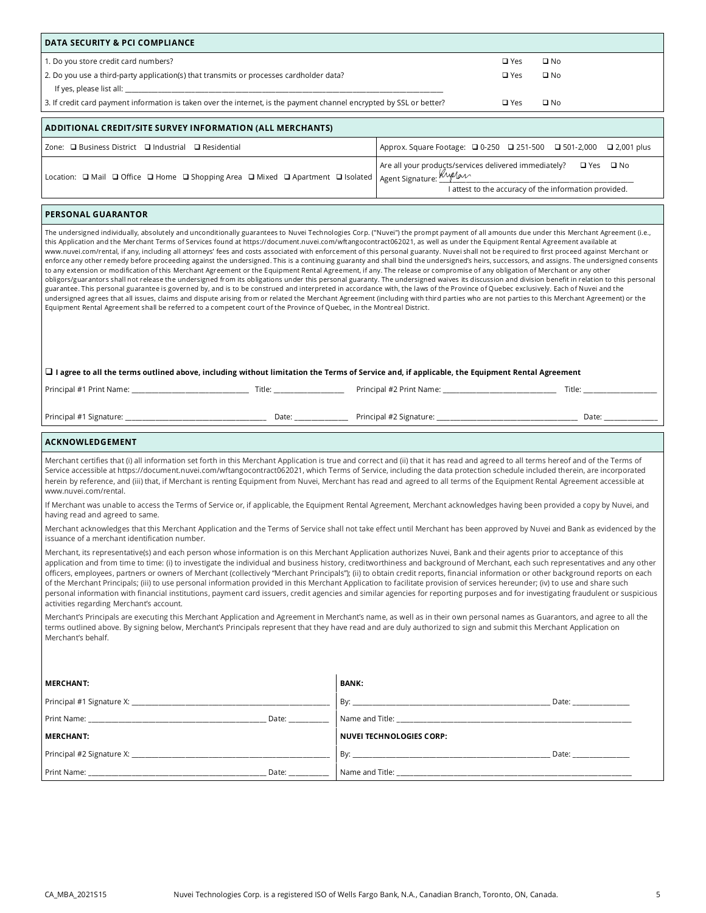## DATA SECURITY & PCI COMPLIANCE

| | | |
|---|---|---|
| 1. Do you store credit card numbers? | ❑ Yes | ❑ No |
| 2. Do you use a third-party application(s) that transmits or processes cardholder data? If yes, please list all: ______________________ | ❑ Yes | ❑ No |
| 3. If credit card payment information is taken over the internet, is the payment channel encrypted by SSL or better? | ❑ Yes | ❑ No |

## ADDITIONAL CREDIT/SITE SURVEY INFORMATION (ALL MERCHANTS)

| | |
|---|---|
| Zone: ❑ Business District ❑ Industrial ❑ Residential | Approx. Square Footage: ❑ 0-250 ❑ 251-500 ❑ 501-2,000 ❑ 2,001 plus |
| Location: ❑ Mail ❑ Office ❑ Home ❑ Shopping Area ❑ Mixed ❑ Apartment ❑ Isolated | Are all your products/services delivered immediately? ❑ Yes ❑ No<br>Agent Signature: ______________________<br>I attest to the accuracy of the information provided. |

## PERSONAL GUARANTOR

The undersigned individually, absolutely and unconditionally guarantees to Nuvei Technologies Corp. ("Nuvei") the prompt payment of all amounts due under this Merchant Agreement (i.e., this Application and the Merchant Terms of Services found at https://document.nuvei.com/wftangocontract062021, as well as under the Equipment Rental Agreement available at www.nuvei.com/rental, if any, including all attorneys' fees and costs associated with enforcement of this personal guaranty. Nuvei shall not be required to first proceed against Merchant or enforce any other remedy before proceeding against the undersigned. This is a continuing guaranty and shall bind the undersigned's heirs, successors, and assigns. The undersigned consents to any extension or modification of this Merchant Agreement or the Equipment Rental Agreement, if any. The release or compromise of any obligation of Merchant or any other obligors/guarantors shall not release the undersigned from its obligations under this personal guaranty. The undersigned waives its discussion and division benefit in relation to this personal guarantee. This personal guarantee is governed by, and is to be construed and interpreted in accordance with, the laws of the Province of Quebec exclusively. Each of Nuvei and the undersigned agrees that all issues, claims and dispute arising from or related the Merchant Agreement (including with third parties who are not parties to this Merchant Agreement) or the Equipment Rental Agreement shall be referred to a competent court of the Province of Quebec, in the Montreal District.

❑ **I agree to all the terms outlined above, including without limitation the Terms of Service and, if applicable, the Equipment Rental Agreement**

Principal #1 Print Name: ______________________ Title: ______________ Principal #2 Print Name: ______________________ Title: ______________

Principal #1 Signature: ______________________ Date: ______________ Principal #2 Signature: ______________________ Date: ______________

## ACKNOWLEDGEMENT

Merchant certifies that (i) all information set forth in this Merchant Application is true and correct and (ii) that it has read and agreed to all terms hereof and of the Terms of Service accessible at https://document.nuvei.com/wftangocontract062021, which Terms of Service, including the data protection schedule included therein, are incorporated herein by reference, and (iii) that, if Merchant is renting Equipment from Nuvei, Merchant has read and agreed to all terms of the Equipment Rental Agreement accessible at www.nuvei.com/rental.

If Merchant was unable to access the Terms of Service or, if applicable, the Equipment Rental Agreement, Merchant acknowledges having been provided a copy by Nuvei, and having read and agreed to same.

Merchant acknowledges that this Merchant Application and the Terms of Service shall not take effect until Merchant has been approved by Nuvei and Bank as evidenced by the issuance of a merchant identification number.

Merchant, its representative(s) and each person whose information is on this Merchant Application authorizes Nuvei, Bank and their agents prior to acceptance of this application and from time to time: (i) to investigate the individual and business history, creditworthiness and background of Merchant, each such representatives and any other officers, employees, partners or owners of Merchant (collectively "Merchant Principals"); (ii) to obtain credit reports, financial information or other background reports on each of the Merchant Principals; (iii) to use personal information provided in this Merchant Application to facilitate provision of services hereunder; (iv) to use and share such personal information with financial institutions, payment card issuers, credit agencies and similar agencies for reporting purposes and for investigating fraudulent or suspicious activities regarding Merchant's account.

Merchant's Principals are executing this Merchant Application and Agreement in Merchant's name, as well as in their own personal names as Guarantors, and agree to all the terms outlined above. By signing below, Merchant's Principals represent that they have read and are duly authorized to sign and submit this Merchant Application on Merchant's behalf.

| | |
|---|---|
| **MERCHANT:** | **BANK:** |
| Principal #1 Signature X: ______________________ | By: ______________________ Date: ______________ |
| Print Name: ______________________ Date: ______________ | Name and Title: ______________________ |
| **MERCHANT:** | **NUVEI TECHNOLOGIES CORP:** |
| Principal #2 Signature X: ______________________ | By: ______________________ Date: ______________ |
| Print Name: ______________________ Date: ______________ | Name and Title: ______________________ |

CA_MBA_2021S15 Nuvei Technologies Corp. is a registered ISO of Wells Fargo Bank, N.A., Canadian Branch, Toronto, ON, Canada.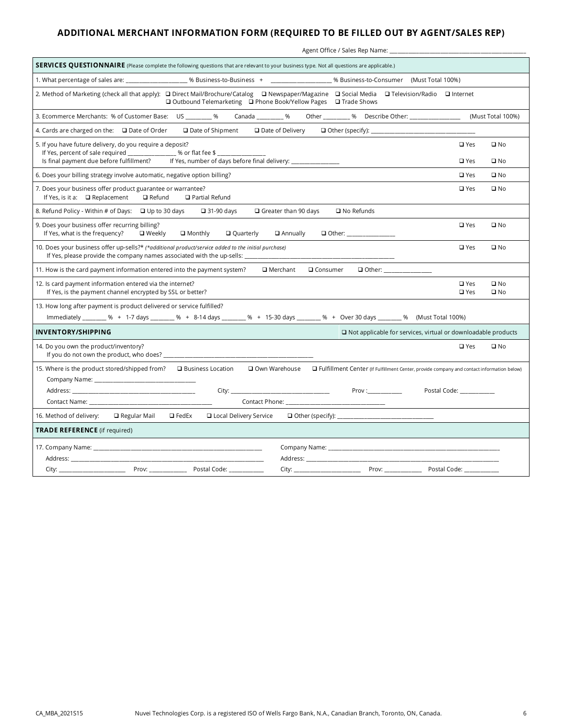# ADDITIONAL MERCHANT INFORMATION FORM (REQUIRED TO BE FILLED OUT BY AGENT/SALES REP)

Agent Office / Sales Rep Name: ____________________________________________

## SERVICES QUESTIONNAIRE (Please complete the following questions that are relevant to your business type. Not all questions are applicable.)

1. What percentage of sales are: ____________________ % Business-to-Business + ____________________ % Business-to-Consumer (Must Total 100%)

2. Method of Marketing (check all that apply): ❑ Direct Mail/Brochure/Catalog ❑ Newspaper/Magazine ❑ Social Media ❑ Television/Radio ❑ Internet ❑ Outbound Telemarketing ❑ Phone Book/Yellow Pages ❑ Trade Shows

3. Ecommerce Merchants: % of Customer Base: US _________ % Canada _________ % Other _________ % Describe Other: _________________ (Must Total 100%)

4. Cards are charged on the: ❑ Date of Order ❑ Date of Shipment ❑ Date of Delivery ❑ Other (specify): ___________________________________

5. If you have future delivery, do you require a deposit? ❑ Yes ❑ No
   If Yes, percent of sale required ________________ % or flat fee $ ________________
   Is final payment due before fulfillment? If Yes, number of days before final delivery: ________________ ❑ Yes ❑ No

6. Does your billing strategy involve automatic, negative option billing? ❑ Yes ❑ No

7. Does your business offer product guarantee or warrantee? ❑ Yes ❑ No
   If Yes, is it a: ❑ Replacement ❑ Refund ❑ Partial Refund

8. Refund Policy - Within # of Days: ❑ Up to 30 days ❑ 31-90 days ❑ Greater than 90 days ❑ No Refunds

9. Does your business offer recurring billing? ❑ Yes ❑ No
   If Yes, what is the frequency? ❑ Weekly ❑ Monthly ❑ Quarterly ❑ Annually ❑ Other: ________________

10. Does your business offer up-sells?* *(\*additional product/service added to the initial purchase)* ❑ Yes ❑ No
    If Yes, please provide the company names associated with the up-sells: ____________________________________________________

11. How is the card payment information entered into the payment system? ❑ Merchant ❑ Consumer ❑ Other: ________________

12. Is card payment information entered via the internet? ❑ Yes ❑ No
    If Yes, is the payment channel encrypted by SSL or better? ❑ Yes ❑ No

13. How long after payment is product delivered or service fulfilled?
    Immediately ________ % + 1-7 days ________ % + 8-14 days ________ % + 15-30 days ________ % + Over 30 days ________ % (Must Total 100%)

## INVENTORY/SHIPPING

❑ Not applicable for services, virtual or downloadable products

14. Do you own the product/inventory? ❑ Yes ❑ No
    If you do not own the product, who does? ____________________________________________________

15. Where is the product stored/shipped from? ❑ Business Location ❑ Own Warehouse ❑ Fulfillment Center (If Fulfillment Center, provide company and contact information below)
    Company Name: ____________________________________
    Address: ________________________________________ City: __________________________________ Prov :____________ Postal Code: ____________
    Contact Name: ________________________________________ Contact Phone: __________________________________

16. Method of delivery: ❑ Regular Mail ❑ FedEx ❑ Local Delivery Service ❑ Other (specify): _________________________________

## TRADE REFERENCE (if required)

17. Company Name: ____________________________________________________________
    Address: ____________________________________________________________________
    City: ______________________ Prov: _____________ Postal Code: ____________

    Company Name: ____________________________________________________________
    Address: ____________________________________________________________________
    City: ______________________ Prov: _____________ Postal Code: ____________

CA_MBA_2021S15 Nuvei Technologies Corp. is a registered ISO of Wells Fargo Bank, N.A., Canadian Branch, Toronto, ON, Canada.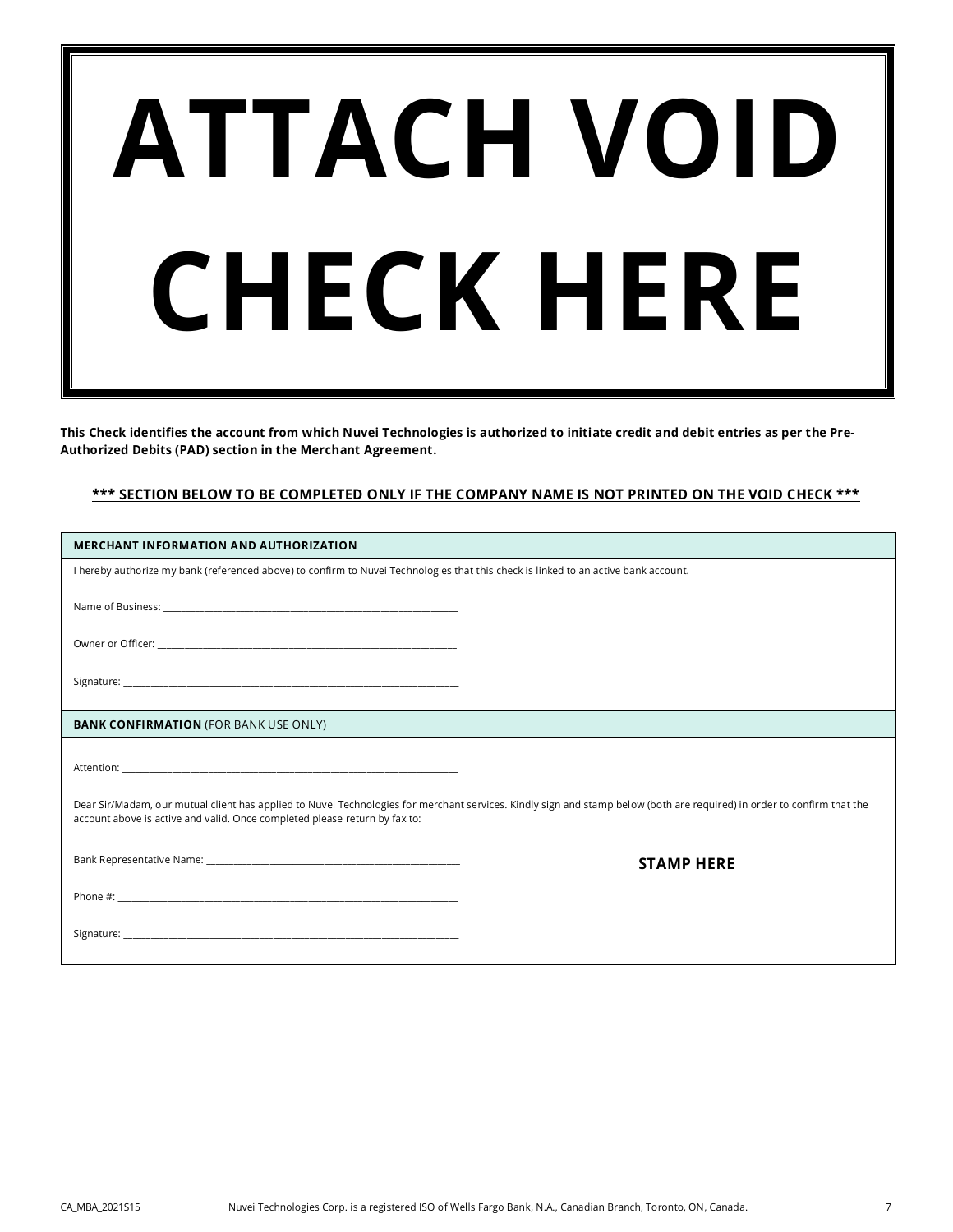# ATTACH VOID CHECK HERE

**This Check identifies the account from which Nuvei Technologies is authorized to initiate credit and debit entries as per the Pre-Authorized Debits (PAD) section in the Merchant Agreement.**

**\*\*\* SECTION BELOW TO BE COMPLETED ONLY IF THE COMPANY NAME IS NOT PRINTED ON THE VOID CHECK \*\*\***

**MERCHANT INFORMATION AND AUTHORIZATION**

I hereby authorize my bank (referenced above) to confirm to Nuvei Technologies that this check is linked to an active bank account.

Name of Business: ____________________________________________

Owner or Officer: ____________________________________________

Signature: ____________________________________________

**BANK CONFIRMATION** (FOR BANK USE ONLY)

Attention: ____________________________________________

Dear Sir/Madam, our mutual client has applied to Nuvei Technologies for merchant services. Kindly sign and stamp below (both are required) in order to confirm that the account above is active and valid. Once completed please return by fax to:

Bank Representative Name: ____________________________________________

**STAMP HERE**

Phone #: ____________________________________________

Signature: ____________________________________________

CA_MBA_2021S15 Nuvei Technologies Corp. is a registered ISO of Wells Fargo Bank, N.A., Canadian Branch, Toronto, ON, Canada.